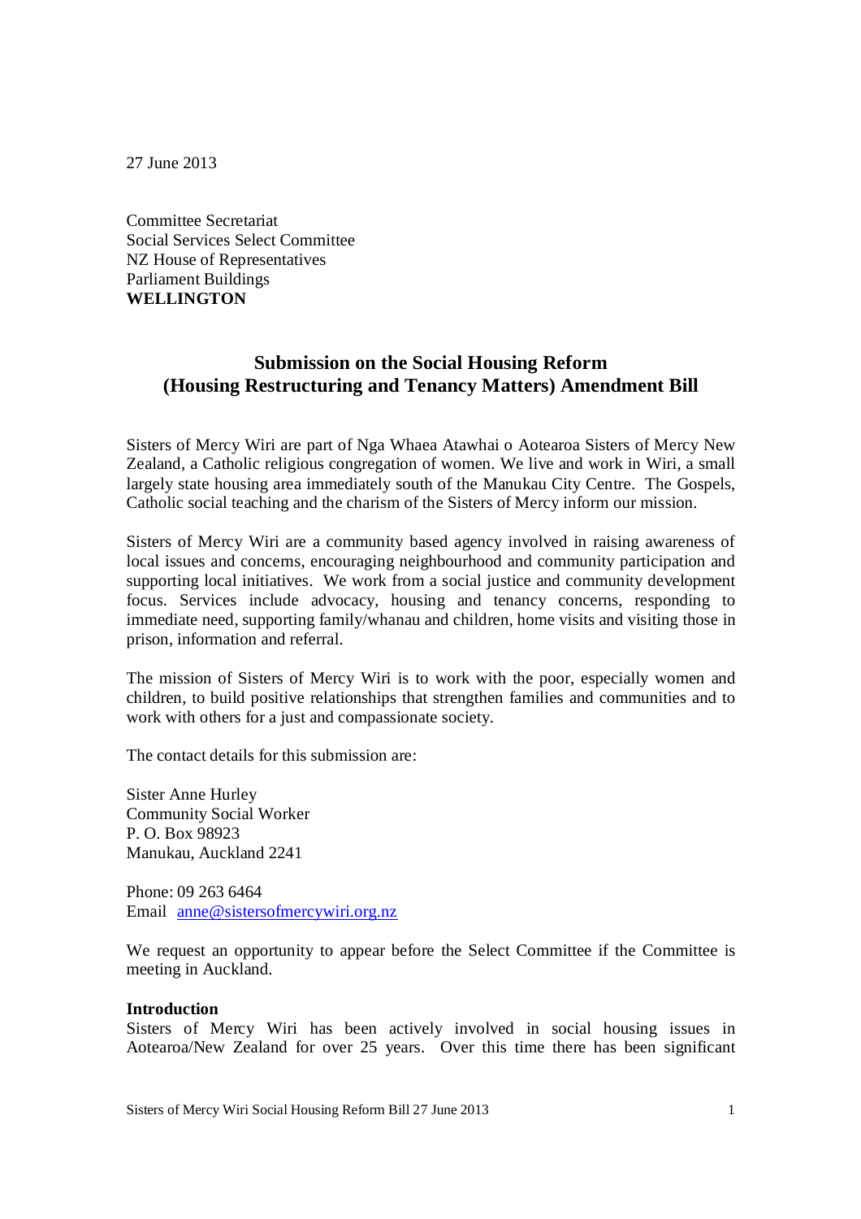27 June 2013

Committee Secretariat
Social Services Select Committee
NZ House of Representatives
Parliament Buildings
**WELLINGTON**

## Submission on the Social Housing Reform (Housing Restructuring and Tenancy Matters) Amendment Bill

Sisters of Mercy Wiri are part of Nga Whaea Atawhai o Aotearoa Sisters of Mercy New Zealand, a Catholic religious congregation of women. We live and work in Wiri, a small largely state housing area immediately south of the Manukau City Centre. The Gospels, Catholic social teaching and the charism of the Sisters of Mercy inform our mission.

Sisters of Mercy Wiri are a community based agency involved in raising awareness of local issues and concerns, encouraging neighbourhood and community participation and supporting local initiatives. We work from a social justice and community development focus. Services include advocacy, housing and tenancy concerns, responding to immediate need, supporting family/whanau and children, home visits and visiting those in prison, information and referral.

The mission of Sisters of Mercy Wiri is to work with the poor, especially women and children, to build positive relationships that strengthen families and communities and to work with others for a just and compassionate society.

The contact details for this submission are:

Sister Anne Hurley
Community Social Worker
P. O. Box 98923
Manukau, Auckland 2241

Phone: 09 263 6464
Email anne@sistersofmercywiri.org.nz

We request an opportunity to appear before the Select Committee if the Committee is meeting in Auckland.

**Introduction**
Sisters of Mercy Wiri has been actively involved in social housing issues in Aotearoa/New Zealand for over 25 years. Over this time there has been significant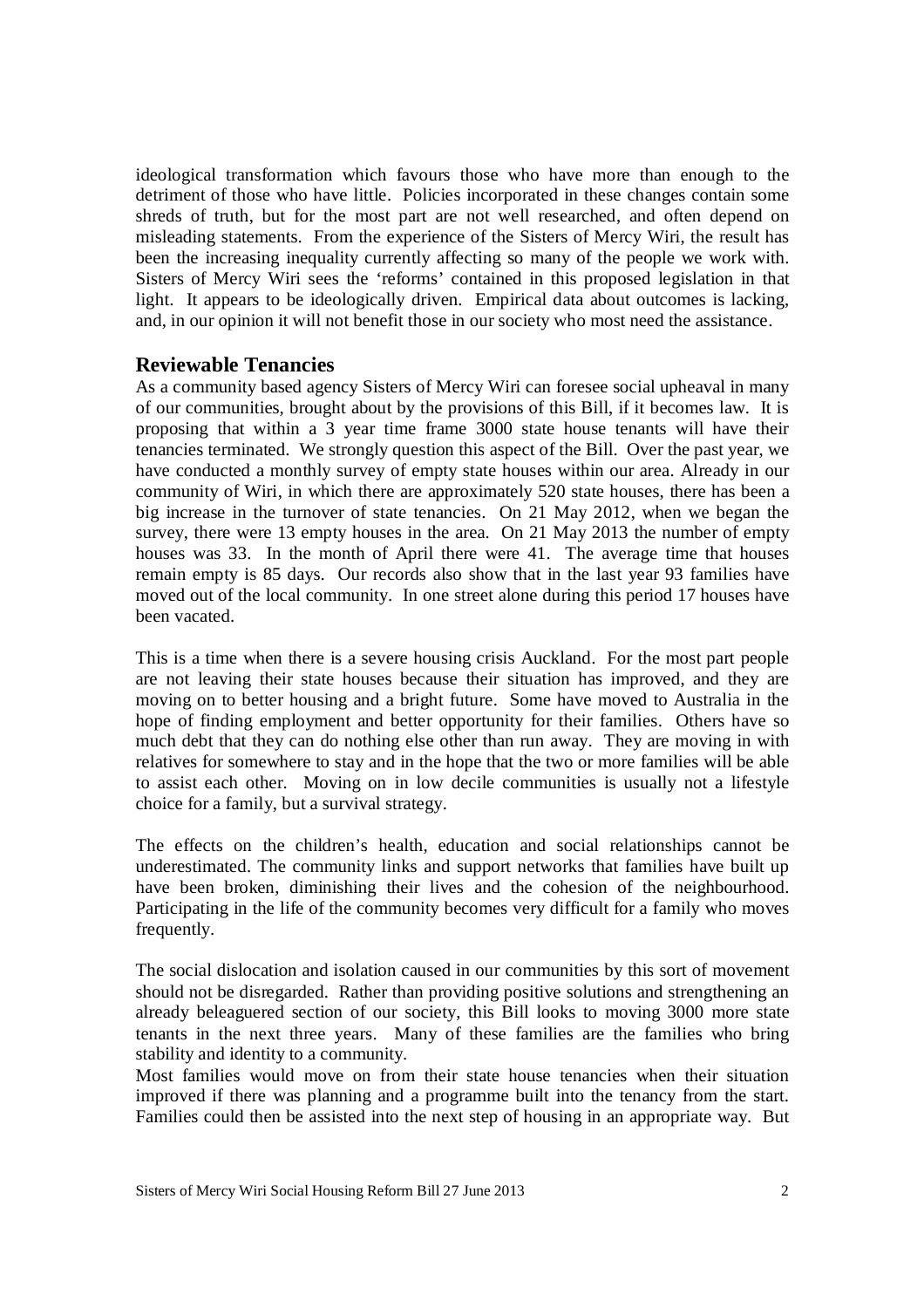ideological transformation which favours those who have more than enough to the detriment of those who have little. Policies incorporated in these changes contain some shreds of truth, but for the most part are not well researched, and often depend on misleading statements. From the experience of the Sisters of Mercy Wiri, the result has been the increasing inequality currently affecting so many of the people we work with. Sisters of Mercy Wiri sees the 'reforms' contained in this proposed legislation in that light. It appears to be ideologically driven. Empirical data about outcomes is lacking, and, in our opinion it will not benefit those in our society who most need the assistance.

## Reviewable Tenancies

As a community based agency Sisters of Mercy Wiri can foresee social upheaval in many of our communities, brought about by the provisions of this Bill, if it becomes law. It is proposing that within a 3 year time frame 3000 state house tenants will have their tenancies terminated. We strongly question this aspect of the Bill. Over the past year, we have conducted a monthly survey of empty state houses within our area. Already in our community of Wiri, in which there are approximately 520 state houses, there has been a big increase in the turnover of state tenancies. On 21 May 2012, when we began the survey, there were 13 empty houses in the area. On 21 May 2013 the number of empty houses was 33. In the month of April there were 41. The average time that houses remain empty is 85 days. Our records also show that in the last year 93 families have moved out of the local community. In one street alone during this period 17 houses have been vacated.

This is a time when there is a severe housing crisis Auckland. For the most part people are not leaving their state houses because their situation has improved, and they are moving on to better housing and a bright future. Some have moved to Australia in the hope of finding employment and better opportunity for their families. Others have so much debt that they can do nothing else other than run away. They are moving in with relatives for somewhere to stay and in the hope that the two or more families will be able to assist each other. Moving on in low decile communities is usually not a lifestyle choice for a family, but a survival strategy.

The effects on the children's health, education and social relationships cannot be underestimated. The community links and support networks that families have built up have been broken, diminishing their lives and the cohesion of the neighbourhood. Participating in the life of the community becomes very difficult for a family who moves frequently.

The social dislocation and isolation caused in our communities by this sort of movement should not be disregarded. Rather than providing positive solutions and strengthening an already beleaguered section of our society, this Bill looks to moving 3000 more state tenants in the next three years. Many of these families are the families who bring stability and identity to a community.

Most families would move on from their state house tenancies when their situation improved if there was planning and a programme built into the tenancy from the start. Families could then be assisted into the next step of housing in an appropriate way. But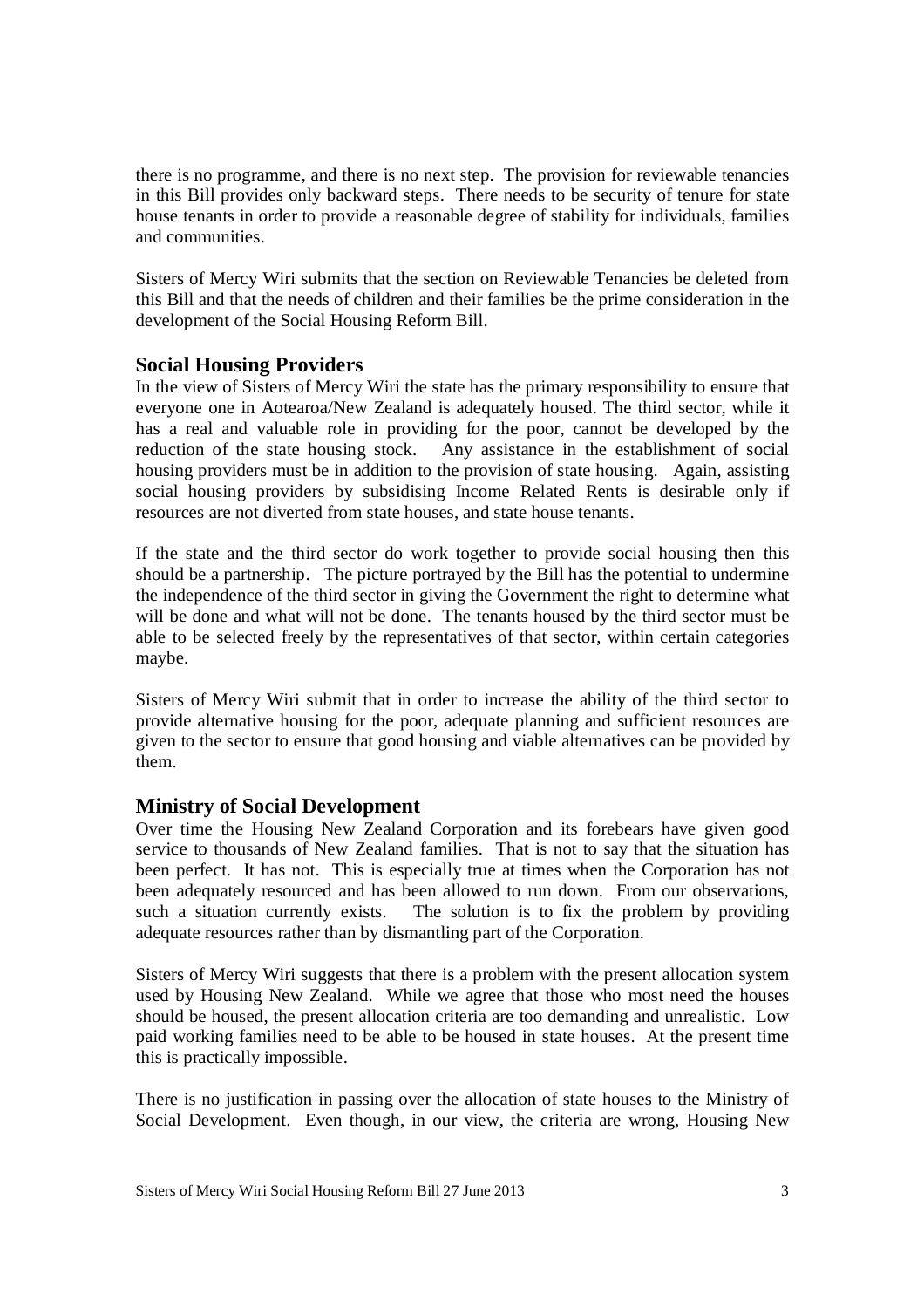there is no programme, and there is no next step. The provision for reviewable tenancies in this Bill provides only backward steps. There needs to be security of tenure for state house tenants in order to provide a reasonable degree of stability for individuals, families and communities.

Sisters of Mercy Wiri submits that the section on Reviewable Tenancies be deleted from this Bill and that the needs of children and their families be the prime consideration in the development of the Social Housing Reform Bill.

## Social Housing Providers

In the view of Sisters of Mercy Wiri the state has the primary responsibility to ensure that everyone one in Aotearoa/New Zealand is adequately housed. The third sector, while it has a real and valuable role in providing for the poor, cannot be developed by the reduction of the state housing stock. Any assistance in the establishment of social housing providers must be in addition to the provision of state housing. Again, assisting social housing providers by subsidising Income Related Rents is desirable only if resources are not diverted from state houses, and state house tenants.

If the state and the third sector do work together to provide social housing then this should be a partnership. The picture portrayed by the Bill has the potential to undermine the independence of the third sector in giving the Government the right to determine what will be done and what will not be done. The tenants housed by the third sector must be able to be selected freely by the representatives of that sector, within certain categories maybe.

Sisters of Mercy Wiri submit that in order to increase the ability of the third sector to provide alternative housing for the poor, adequate planning and sufficient resources are given to the sector to ensure that good housing and viable alternatives can be provided by them.

## Ministry of Social Development

Over time the Housing New Zealand Corporation and its forebears have given good service to thousands of New Zealand families. That is not to say that the situation has been perfect. It has not. This is especially true at times when the Corporation has not been adequately resourced and has been allowed to run down. From our observations, such a situation currently exists. The solution is to fix the problem by providing adequate resources rather than by dismantling part of the Corporation.

Sisters of Mercy Wiri suggests that there is a problem with the present allocation system used by Housing New Zealand. While we agree that those who most need the houses should be housed, the present allocation criteria are too demanding and unrealistic. Low paid working families need to be able to be housed in state houses. At the present time this is practically impossible.

There is no justification in passing over the allocation of state houses to the Ministry of Social Development. Even though, in our view, the criteria are wrong, Housing New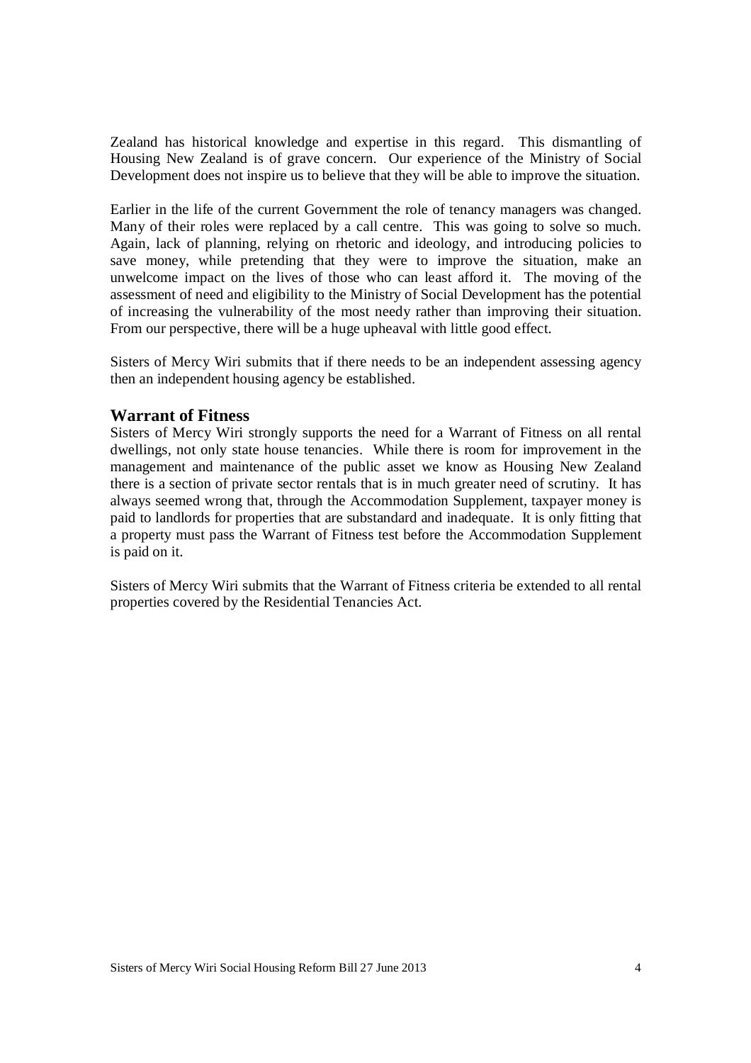Zealand has historical knowledge and expertise in this regard. This dismantling of Housing New Zealand is of grave concern. Our experience of the Ministry of Social Development does not inspire us to believe that they will be able to improve the situation.

Earlier in the life of the current Government the role of tenancy managers was changed. Many of their roles were replaced by a call centre. This was going to solve so much. Again, lack of planning, relying on rhetoric and ideology, and introducing policies to save money, while pretending that they were to improve the situation, make an unwelcome impact on the lives of those who can least afford it. The moving of the assessment of need and eligibility to the Ministry of Social Development has the potential of increasing the vulnerability of the most needy rather than improving their situation. From our perspective, there will be a huge upheaval with little good effect.

Sisters of Mercy Wiri submits that if there needs to be an independent assessing agency then an independent housing agency be established.

## Warrant of Fitness

Sisters of Mercy Wiri strongly supports the need for a Warrant of Fitness on all rental dwellings, not only state house tenancies. While there is room for improvement in the management and maintenance of the public asset we know as Housing New Zealand there is a section of private sector rentals that is in much greater need of scrutiny. It has always seemed wrong that, through the Accommodation Supplement, taxpayer money is paid to landlords for properties that are substandard and inadequate. It is only fitting that a property must pass the Warrant of Fitness test before the Accommodation Supplement is paid on it.

Sisters of Mercy Wiri submits that the Warrant of Fitness criteria be extended to all rental properties covered by the Residential Tenancies Act.